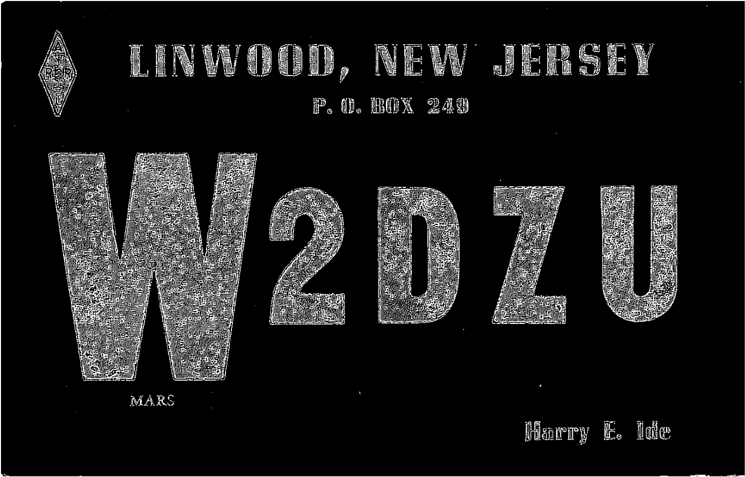ARRL

# LINWOOD, NEW JERSEY

P. O. BOX 249

# W2DZU

MARS

Harry E. Ide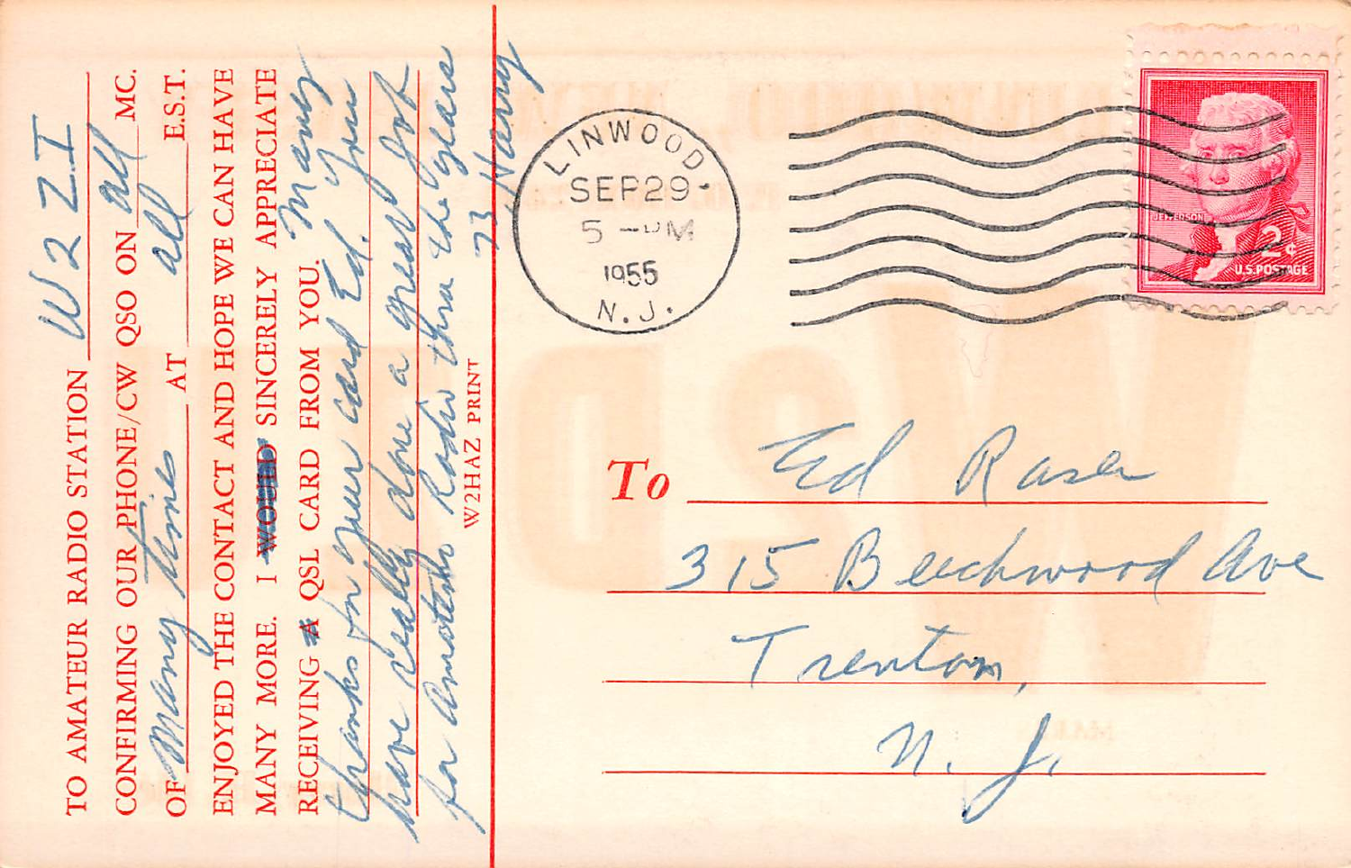TO AMATEUR RADIO STATION W2ZI

CONFIRMING OUR PHONE/CW QSO ON all MC.

OF many time AT all E.S.T.

ENJOYED THE CONTACT AND HOPE WE CAN HAVE

MANY MORE. I ~~WOULD~~ SINCERELY APPRECIATE

RECEIVING ~~A~~ QSL CARD FROM YOU. Many

thanks for your card Ed. You

have really done a great job

for Amateur Radio thru the years

73 Harry

W2HAZ PRINT

LINWOOD SEP 29 5 - PM 1955 N.J.

JEFFERSON 2¢ U.S. POSTAGE

To Ed Raser

315 Beechwood Ave

Trenton,

N. J.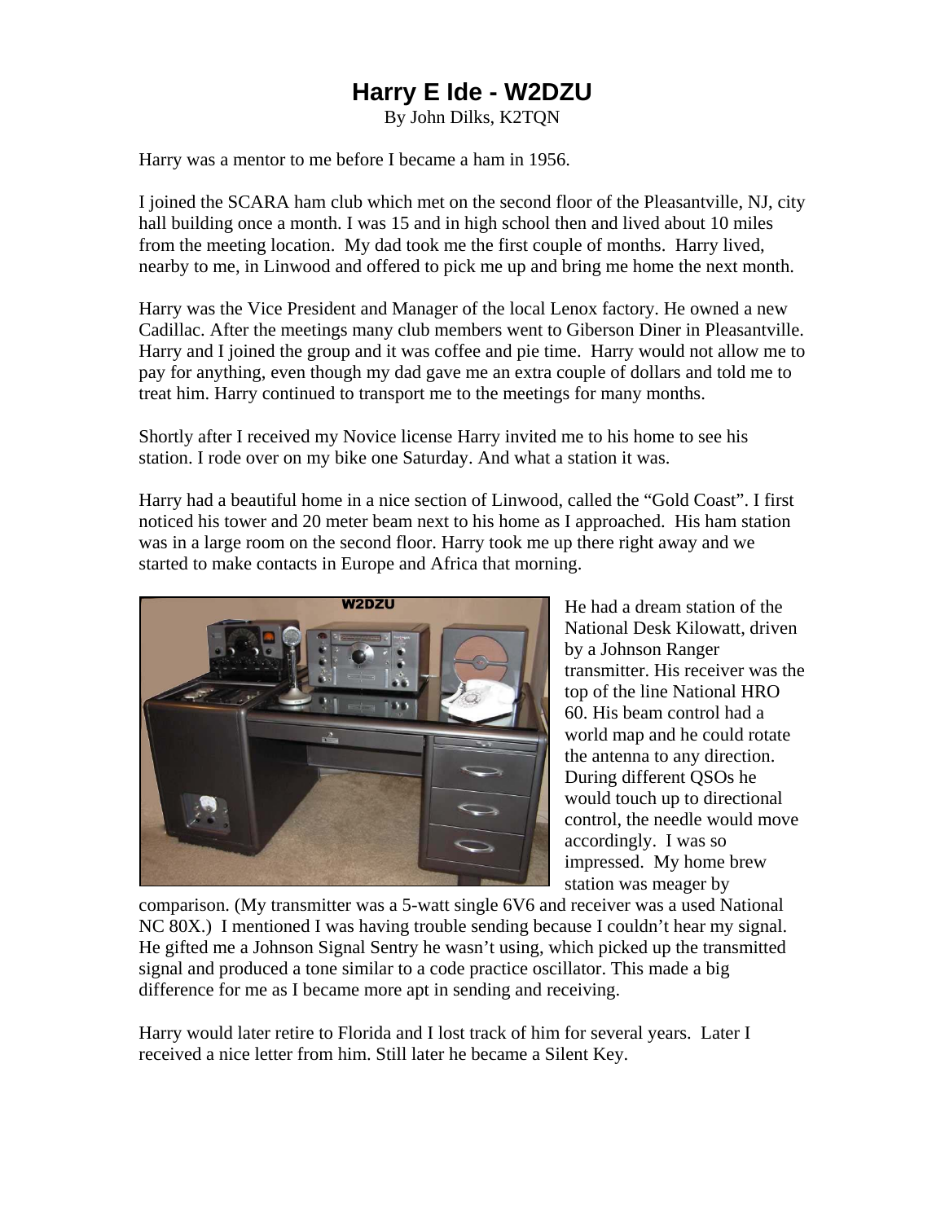# Harry E Ide - W2DZU

By John Dilks, K2TQN

Harry was a mentor to me before I became a ham in 1956.

I joined the SCARA ham club which met on the second floor of the Pleasantville, NJ, city hall building once a month. I was 15 and in high school then and lived about 10 miles from the meeting location. My dad took me the first couple of months. Harry lived, nearby to me, in Linwood and offered to pick me up and bring me home the next month.

Harry was the Vice President and Manager of the local Lenox factory. He owned a new Cadillac. After the meetings many club members went to Giberson Diner in Pleasantville. Harry and I joined the group and it was coffee and pie time. Harry would not allow me to pay for anything, even though my dad gave me an extra couple of dollars and told me to treat him. Harry continued to transport me to the meetings for many months.

Shortly after I received my Novice license Harry invited me to his home to see his station. I rode over on my bike one Saturday. And what a station it was.

Harry had a beautiful home in a nice section of Linwood, called the "Gold Coast". I first noticed his tower and 20 meter beam next to his home as I approached. His ham station was in a large room on the second floor. Harry took me up there right away and we started to make contacts in Europe and Africa that morning.

W2DZU

He had a dream station of the National Desk Kilowatt, driven by a Johnson Ranger transmitter. His receiver was the top of the line National HRO 60. His beam control had a world map and he could rotate the antenna to any direction. During different QSOs he would touch up to directional control, the needle would move accordingly. I was so impressed. My home brew station was meager by comparison. (My transmitter was a 5-watt single 6V6 and receiver was a used National NC 80X.) I mentioned I was having trouble sending because I couldn't hear my signal. He gifted me a Johnson Signal Sentry he wasn't using, which picked up the transmitted signal and produced a tone similar to a code practice oscillator. This made a big difference for me as I became more apt in sending and receiving.

Harry would later retire to Florida and I lost track of him for several years. Later I received a nice letter from him. Still later he became a Silent Key.